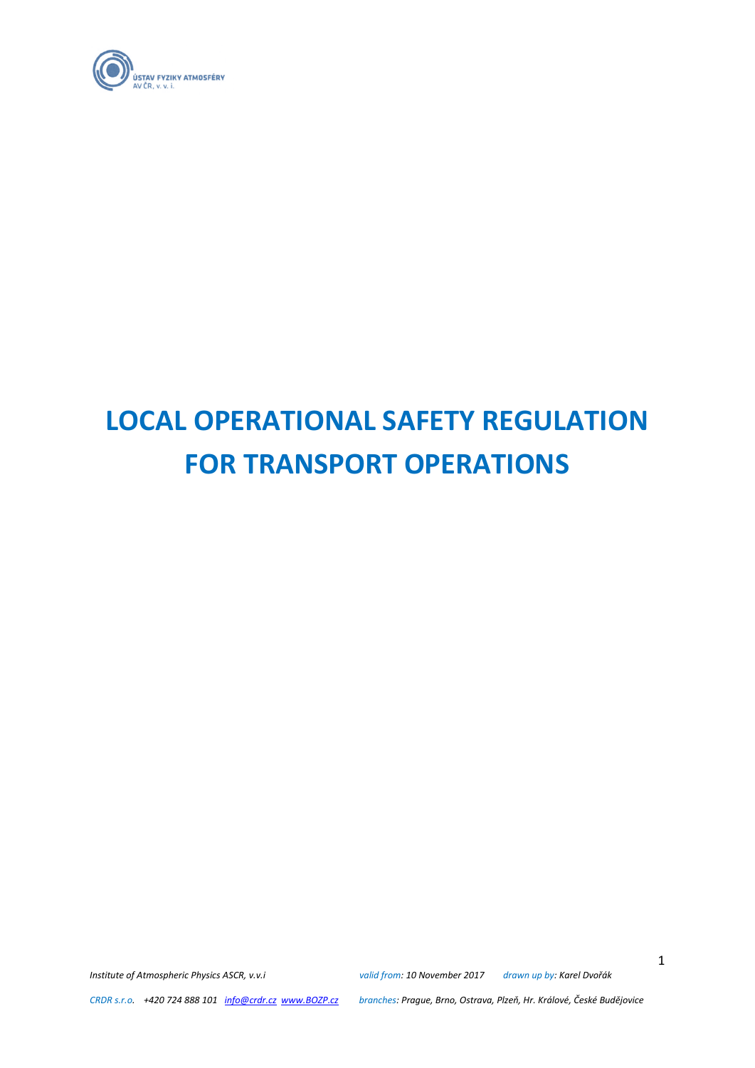# LOCAL OPERATIONAL SAFETY REGULATION FOR TRANSPORT OPERATIONS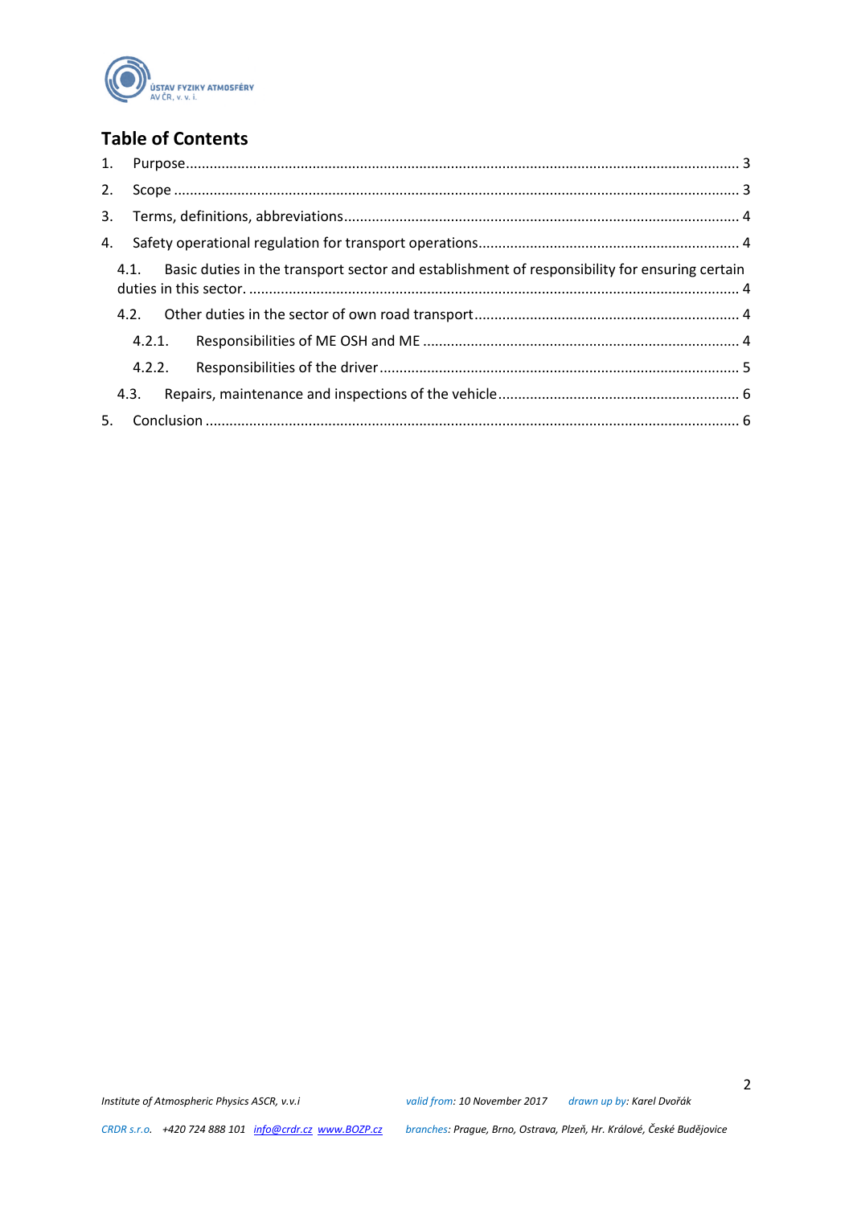## Table of Contents

1. Purpose ........................................................................................................................ 3
2. Scope ........................................................................................................................... 3
3. Terms, definitions, abbreviations .................................................................................. 4
4. Safety operational regulation for transport operations ................................................. 4
   - 4.1. Basic duties in the transport sector and establishment of responsibility for ensuring certain duties in this sector. ........................................................................................................ 4
   - 4.2. Other duties in the sector of own road transport .................................................. 4
     - 4.2.1. Responsibilities of ME OSH and ME .............................................................. 4
     - 4.2.2. Responsibilities of the driver ......................................................................... 5
   - 4.3. Repairs, maintenance and inspections of the vehicle ............................................ 6
5. Conclusion .................................................................................................................... 6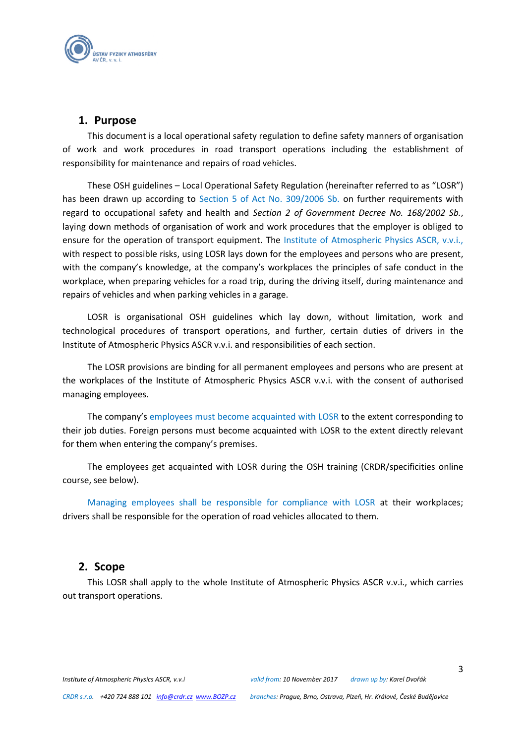## 1. Purpose

This document is a local operational safety regulation to define safety manners of organisation of work and work procedures in road transport operations including the establishment of responsibility for maintenance and repairs of road vehicles.

These OSH guidelines – Local Operational Safety Regulation (hereinafter referred to as "LOSR") has been drawn up according to Section 5 of Act No. 309/2006 Sb. on further requirements with regard to occupational safety and health and *Section 2 of Government Decree No. 168/2002 Sb.*, laying down methods of organisation of work and work procedures that the employer is obliged to ensure for the operation of transport equipment. The Institute of Atmospheric Physics ASCR, v.v.i., with respect to possible risks, using LOSR lays down for the employees and persons who are present, with the company's knowledge, at the company's workplaces the principles of safe conduct in the workplace, when preparing vehicles for a road trip, during the driving itself, during maintenance and repairs of vehicles and when parking vehicles in a garage.

LOSR is organisational OSH guidelines which lay down, without limitation, work and technological procedures of transport operations, and further, certain duties of drivers in the Institute of Atmospheric Physics ASCR v.v.i. and responsibilities of each section.

The LOSR provisions are binding for all permanent employees and persons who are present at the workplaces of the Institute of Atmospheric Physics ASCR v.v.i. with the consent of authorised managing employees.

The company's employees must become acquainted with LOSR to the extent corresponding to their job duties. Foreign persons must become acquainted with LOSR to the extent directly relevant for them when entering the company's premises.

The employees get acquainted with LOSR during the OSH training (CRDR/specificities online course, see below).

Managing employees shall be responsible for compliance with LOSR at their workplaces; drivers shall be responsible for the operation of road vehicles allocated to them.

## 2. Scope

This LOSR shall apply to the whole Institute of Atmospheric Physics ASCR v.v.i., which carries out transport operations.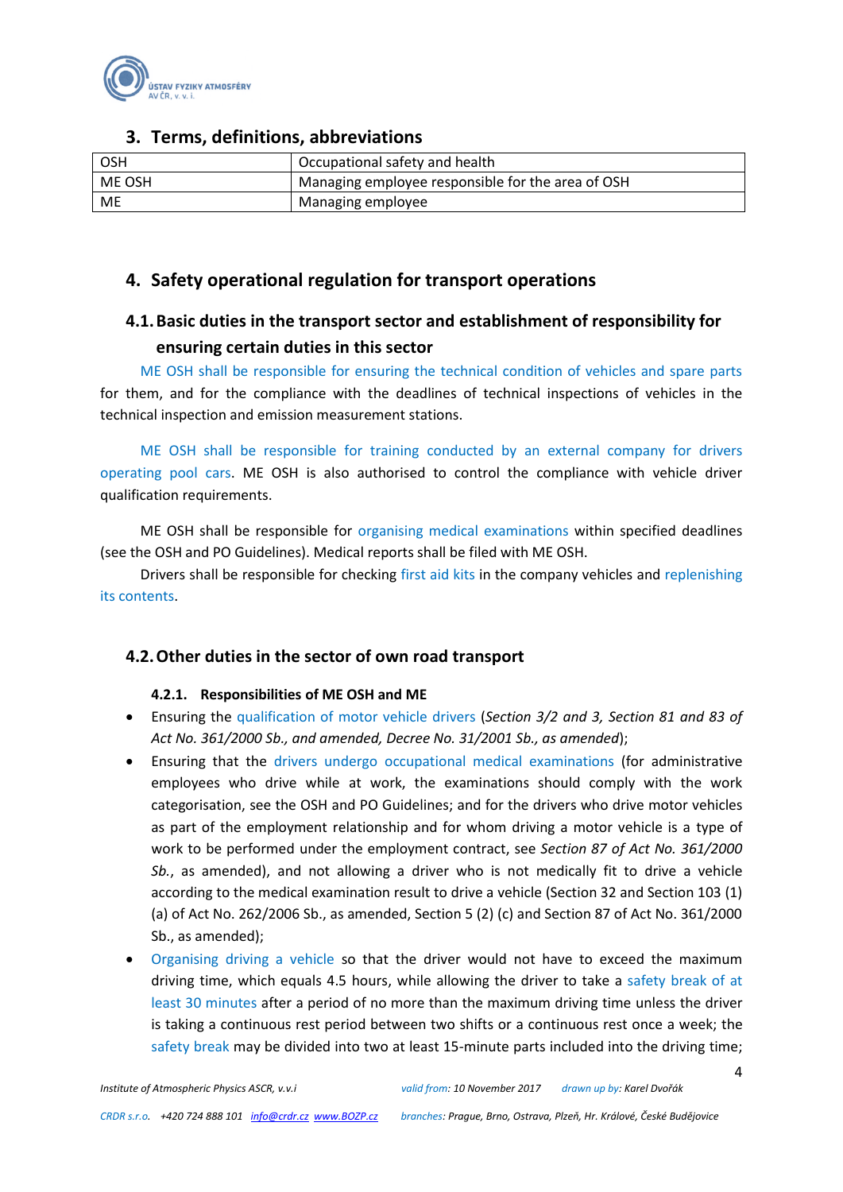## 3. Terms, definitions, abbreviations

| OSH | Occupational safety and health |
|---|---|
| ME OSH | Managing employee responsible for the area of OSH |
| ME | Managing employee |

## 4. Safety operational regulation for transport operations

### 4.1. Basic duties in the transport sector and establishment of responsibility for ensuring certain duties in this sector

ME OSH shall be responsible for ensuring the technical condition of vehicles and spare parts for them, and for the compliance with the deadlines of technical inspections of vehicles in the technical inspection and emission measurement stations.

ME OSH shall be responsible for training conducted by an external company for drivers operating pool cars. ME OSH is also authorised to control the compliance with vehicle driver qualification requirements.

ME OSH shall be responsible for organising medical examinations within specified deadlines (see the OSH and PO Guidelines). Medical reports shall be filed with ME OSH.

Drivers shall be responsible for checking first aid kits in the company vehicles and replenishing its contents.

### 4.2. Other duties in the sector of own road transport

#### 4.2.1. Responsibilities of ME OSH and ME

- Ensuring the qualification of motor vehicle drivers (*Section 3/2 and 3, Section 81 and 83 of Act No. 361/2000 Sb., and amended, Decree No. 31/2001 Sb., as amended*);
- Ensuring that the drivers undergo occupational medical examinations (for administrative employees who drive while at work, the examinations should comply with the work categorisation, see the OSH and PO Guidelines; and for the drivers who drive motor vehicles as part of the employment relationship and for whom driving a motor vehicle is a type of work to be performed under the employment contract, see *Section 87 of Act No. 361/2000 Sb.*, as amended), and not allowing a driver who is not medically fit to drive a vehicle according to the medical examination result to drive a vehicle (Section 32 and Section 103 (1) (a) of Act No. 262/2006 Sb., as amended, Section 5 (2) (c) and Section 87 of Act No. 361/2000 Sb., as amended);
- Organising driving a vehicle so that the driver would not have to exceed the maximum driving time, which equals 4.5 hours, while allowing the driver to take a safety break of at least 30 minutes after a period of no more than the maximum driving time unless the driver is taking a continuous rest period between two shifts or a continuous rest once a week; the safety break may be divided into two at least 15-minute parts included into the driving time;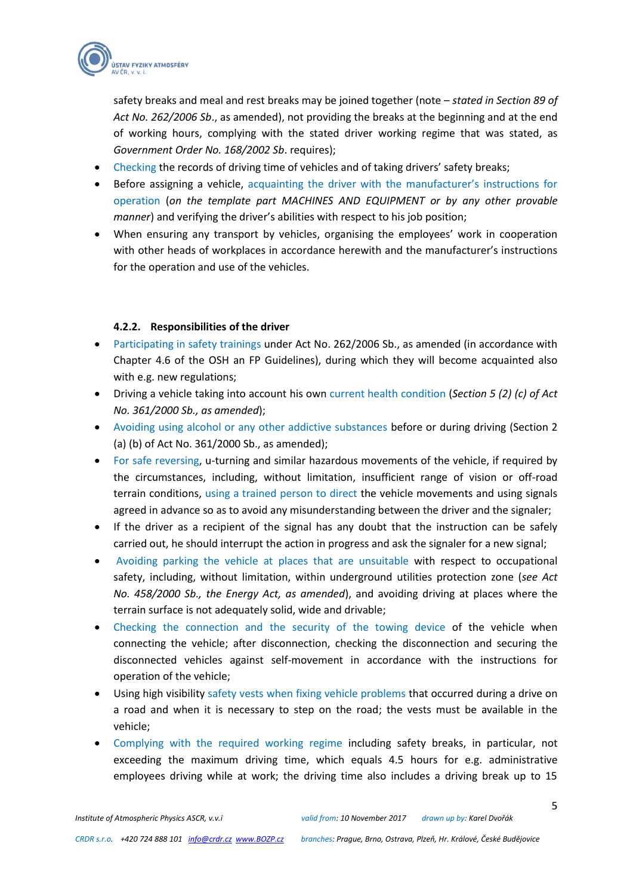safety breaks and meal and rest breaks may be joined together (note – *stated in Section 89 of Act No. 262/2006 Sb*., as amended), not providing the breaks at the beginning and at the end of working hours, complying with the stated driver working regime that was stated, as *Government Order No. 168/2002 Sb*. requires);

- Checking the records of driving time of vehicles and of taking drivers' safety breaks;
- Before assigning a vehicle, acquainting the driver with the manufacturer's instructions for operation (*on the template part MACHINES AND EQUIPMENT or by any other provable manner*) and verifying the driver's abilities with respect to his job position;
- When ensuring any transport by vehicles, organising the employees' work in cooperation with other heads of workplaces in accordance herewith and the manufacturer's instructions for the operation and use of the vehicles.

### 4.2.2. Responsibilities of the driver

- Participating in safety trainings under Act No. 262/2006 Sb., as amended (in accordance with Chapter 4.6 of the OSH an FP Guidelines), during which they will become acquainted also with e.g. new regulations;
- Driving a vehicle taking into account his own current health condition (*Section 5 (2) (c) of Act No. 361/2000 Sb., as amended*);
- Avoiding using alcohol or any other addictive substances before or during driving (Section 2 (a) (b) of Act No. 361/2000 Sb., as amended);
- For safe reversing, u-turning and similar hazardous movements of the vehicle, if required by the circumstances, including, without limitation, insufficient range of vision or off-road terrain conditions, using a trained person to direct the vehicle movements and using signals agreed in advance so as to avoid any misunderstanding between the driver and the signaler;
- If the driver as a recipient of the signal has any doubt that the instruction can be safely carried out, he should interrupt the action in progress and ask the signaler for a new signal;
- Avoiding parking the vehicle at places that are unsuitable with respect to occupational safety, including, without limitation, within underground utilities protection zone (*see Act No. 458/2000 Sb., the Energy Act, as amended*), and avoiding driving at places where the terrain surface is not adequately solid, wide and drivable;
- Checking the connection and the security of the towing device of the vehicle when connecting the vehicle; after disconnection, checking the disconnection and securing the disconnected vehicles against self-movement in accordance with the instructions for operation of the vehicle;
- Using high visibility safety vests when fixing vehicle problems that occurred during a drive on a road and when it is necessary to step on the road; the vests must be available in the vehicle;
- Complying with the required working regime including safety breaks, in particular, not exceeding the maximum driving time, which equals 4.5 hours for e.g. administrative employees driving while at work; the driving time also includes a driving break up to 15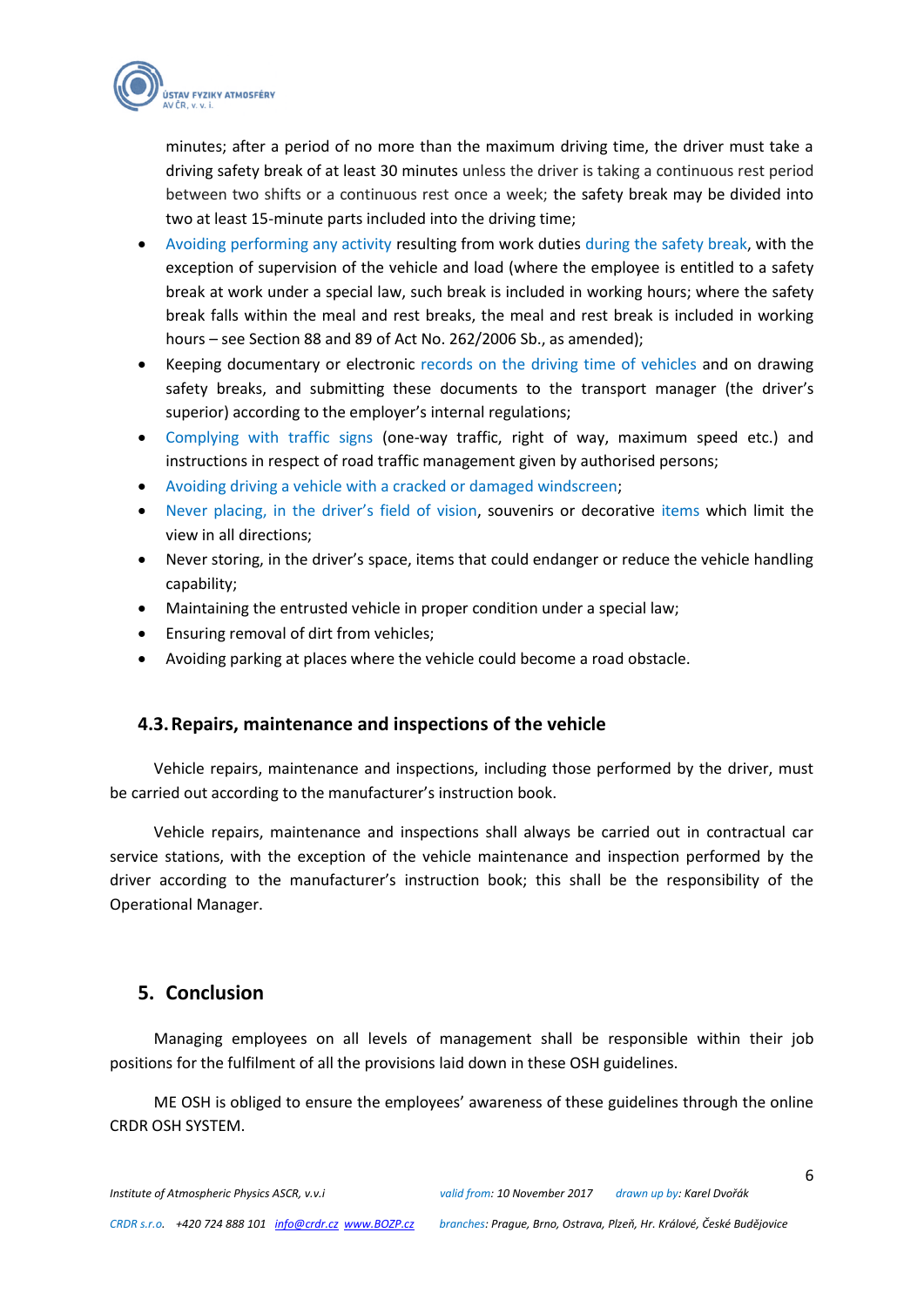minutes; after a period of no more than the maximum driving time, the driver must take a driving safety break of at least 30 minutes unless the driver is taking a continuous rest period between two shifts or a continuous rest once a week; the safety break may be divided into two at least 15-minute parts included into the driving time;

- Avoiding performing any activity resulting from work duties during the safety break, with the exception of supervision of the vehicle and load (where the employee is entitled to a safety break at work under a special law, such break is included in working hours; where the safety break falls within the meal and rest breaks, the meal and rest break is included in working hours – see Section 88 and 89 of Act No. 262/2006 Sb., as amended);
- Keeping documentary or electronic records on the driving time of vehicles and on drawing safety breaks, and submitting these documents to the transport manager (the driver's superior) according to the employer's internal regulations;
- Complying with traffic signs (one-way traffic, right of way, maximum speed etc.) and instructions in respect of road traffic management given by authorised persons;
- Avoiding driving a vehicle with a cracked or damaged windscreen;
- Never placing, in the driver's field of vision, souvenirs or decorative items which limit the view in all directions;
- Never storing, in the driver's space, items that could endanger or reduce the vehicle handling capability;
- Maintaining the entrusted vehicle in proper condition under a special law;
- Ensuring removal of dirt from vehicles;
- Avoiding parking at places where the vehicle could become a road obstacle.

### 4.3. Repairs, maintenance and inspections of the vehicle

Vehicle repairs, maintenance and inspections, including those performed by the driver, must be carried out according to the manufacturer's instruction book.

Vehicle repairs, maintenance and inspections shall always be carried out in contractual car service stations, with the exception of the vehicle maintenance and inspection performed by the driver according to the manufacturer's instruction book; this shall be the responsibility of the Operational Manager.

## 5. Conclusion

Managing employees on all levels of management shall be responsible within their job positions for the fulfilment of all the provisions laid down in these OSH guidelines.

ME OSH is obliged to ensure the employees' awareness of these guidelines through the online CRDR OSH SYSTEM.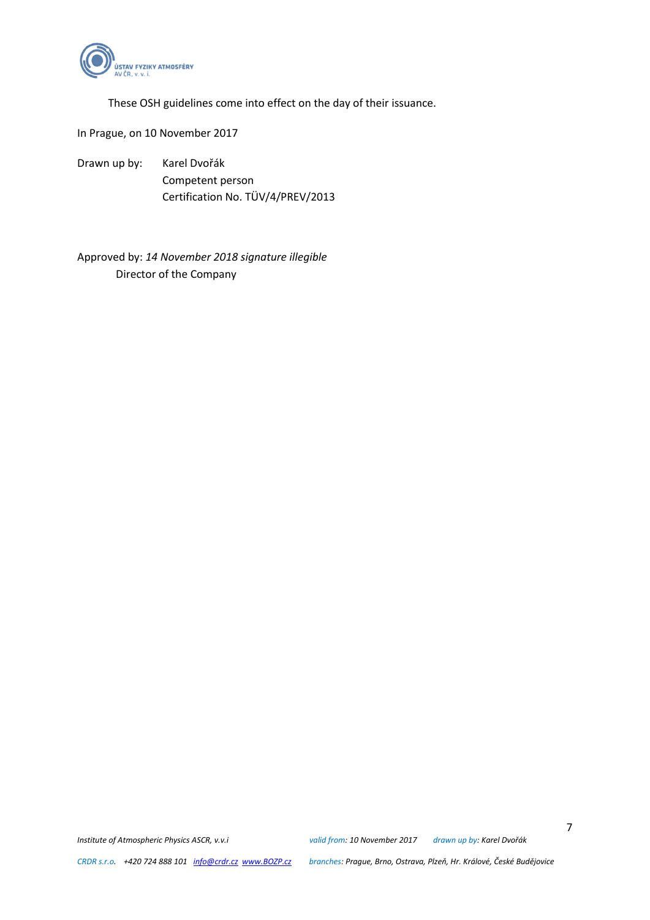These OSH guidelines come into effect on the day of their issuance.

In Prague, on 10 November 2017

Drawn up by: Karel Dvořák
Competent person
Certification No. TÜV/4/PREV/2013

Approved by: *14 November 2018 signature illegible*
Director of the Company